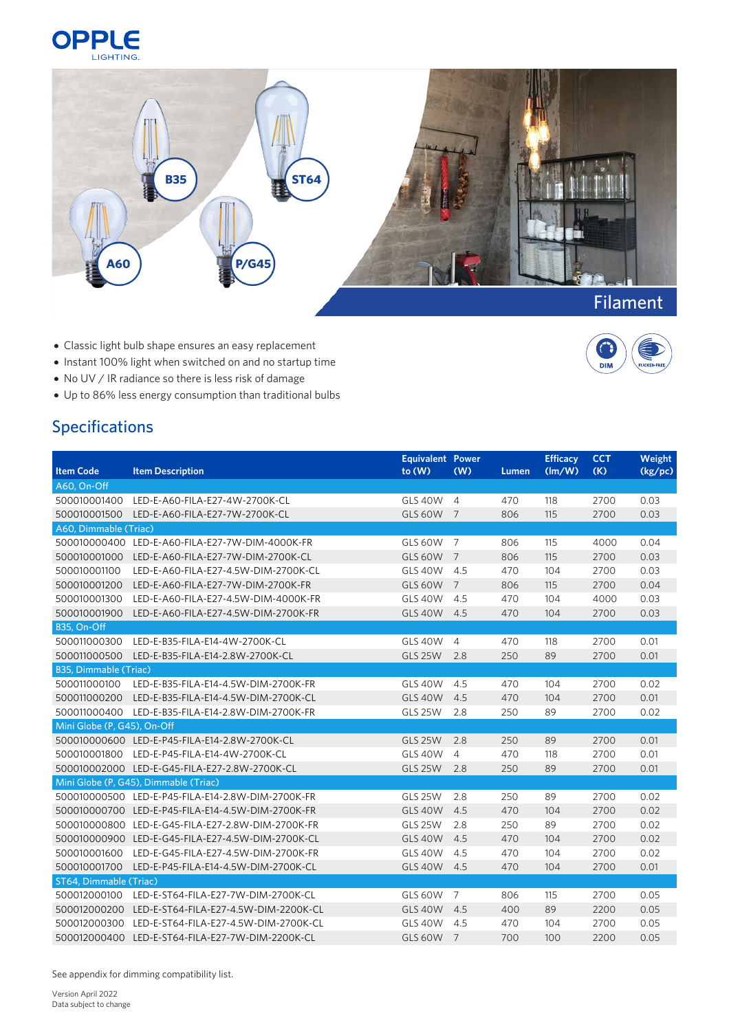OPPLE LIGHTING

B35 ST64 A60 P/G45

Filament

- Classic light bulb shape ensures an easy replacement
- Instant 100% light when switched on and no startup time
- No UV / IR radiance so there is less risk of damage
- Up to 86% less energy consumption than traditional bulbs

DIM FLICKER-FREE

## Specifications

| Item Code | Item Description | Equivalent to (W) | Power (W) | Lumen | Efficacy (lm/W) | CCT (K) | Weight (kg/pc) |
|---|---|---|---|---|---|---|---|
| A60, On-Off | | | | | | | |
| 500010001400 | LED-E-A60-FILA-E27-4W-2700K-CL | GLS 40W | 4 | 470 | 118 | 2700 | 0.03 |
| 500010001500 | LED-E-A60-FILA-E27-7W-2700K-CL | GLS 60W | 7 | 806 | 115 | 2700 | 0.03 |
| A60, Dimmable (Triac) | | | | | | | |
| 500010000400 | LED-E-A60-FILA-E27-7W-DIM-4000K-FR | GLS 60W | 7 | 806 | 115 | 4000 | 0.04 |
| 500010001000 | LED-E-A60-FILA-E27-7W-DIM-2700K-CL | GLS 60W | 7 | 806 | 115 | 2700 | 0.03 |
| 500010001100 | LED-E-A60-FILA-E27-4.5W-DIM-2700K-CL | GLS 40W | 4.5 | 470 | 104 | 2700 | 0.03 |
| 500010001200 | LED-E-A60-FILA-E27-7W-DIM-2700K-FR | GLS 60W | 7 | 806 | 115 | 2700 | 0.04 |
| 500010001300 | LED-E-A60-FILA-E27-4.5W-DIM-4000K-FR | GLS 40W | 4.5 | 470 | 104 | 4000 | 0.03 |
| 500010001900 | LED-E-A60-FILA-E27-4.5W-DIM-2700K-FR | GLS 40W | 4.5 | 470 | 104 | 2700 | 0.03 |
| B35, On-Off | | | | | | | |
| 500011000300 | LED-E-B35-FILA-E14-4W-2700K-CL | GLS 40W | 4 | 470 | 118 | 2700 | 0.01 |
| 500011000500 | LED-E-B35-FILA-E14-2.8W-2700K-CL | GLS 25W | 2.8 | 250 | 89 | 2700 | 0.01 |
| B35, Dimmable (Triac) | | | | | | | |
| 500011000100 | LED-E-B35-FILA-E14-4.5W-DIM-2700K-FR | GLS 40W | 4.5 | 470 | 104 | 2700 | 0.02 |
| 500011000200 | LED-E-B35-FILA-E14-4.5W-DIM-2700K-CL | GLS 40W | 4.5 | 470 | 104 | 2700 | 0.01 |
| 500011000400 | LED-E-B35-FILA-E14-2.8W-DIM-2700K-FR | GLS 25W | 2.8 | 250 | 89 | 2700 | 0.02 |
| Mini Globe (P, G45), On-Off | | | | | | | |
| 500010000600 | LED-E-P45-FILA-E14-2.8W-2700K-CL | GLS 25W | 2.8 | 250 | 89 | 2700 | 0.01 |
| 500010001800 | LED-E-P45-FILA-E14-4W-2700K-CL | GLS 40W | 4 | 470 | 118 | 2700 | 0.01 |
| 500010002000 | LED-E-G45-FILA-E27-2.8W-2700K-CL | GLS 25W | 2.8 | 250 | 89 | 2700 | 0.01 |
| Mini Globe (P, G45), Dimmable (Triac) | | | | | | | |
| 500010000500 | LED-E-P45-FILA-E14-2.8W-DIM-2700K-FR | GLS 25W | 2.8 | 250 | 89 | 2700 | 0.02 |
| 500010000700 | LED-E-P45-FILA-E14-4.5W-DIM-2700K-FR | GLS 40W | 4.5 | 470 | 104 | 2700 | 0.02 |
| 500010000800 | LED-E-G45-FILA-E27-2.8W-DIM-2700K-FR | GLS 25W | 2.8 | 250 | 89 | 2700 | 0.02 |
| 500010000900 | LED-E-G45-FILA-E27-4.5W-DIM-2700K-CL | GLS 40W | 4.5 | 470 | 104 | 2700 | 0.02 |
| 500010001600 | LED-E-G45-FILA-E27-4.5W-DIM-2700K-FR | GLS 40W | 4.5 | 470 | 104 | 2700 | 0.02 |
| 500010001700 | LED-E-P45-FILA-E14-4.5W-DIM-2700K-CL | GLS 40W | 4.5 | 470 | 104 | 2700 | 0.01 |
| ST64, Dimmable (Triac) | | | | | | | |
| 500012000100 | LED-E-ST64-FILA-E27-7W-DIM-2700K-CL | GLS 60W | 7 | 806 | 115 | 2700 | 0.05 |
| 500012000200 | LED-E-ST64-FILA-E27-4.5W-DIM-2200K-CL | GLS 40W | 4.5 | 400 | 89 | 2200 | 0.05 |
| 500012000300 | LED-E-ST64-FILA-E27-4.5W-DIM-2700K-CL | GLS 40W | 4.5 | 470 | 104 | 2700 | 0.05 |
| 500012000400 | LED-E-ST64-FILA-E27-7W-DIM-2200K-CL | GLS 60W | 7 | 700 | 100 | 2200 | 0.05 |

See appendix for dimming compatibility list.

Version April 2022
Data subject to change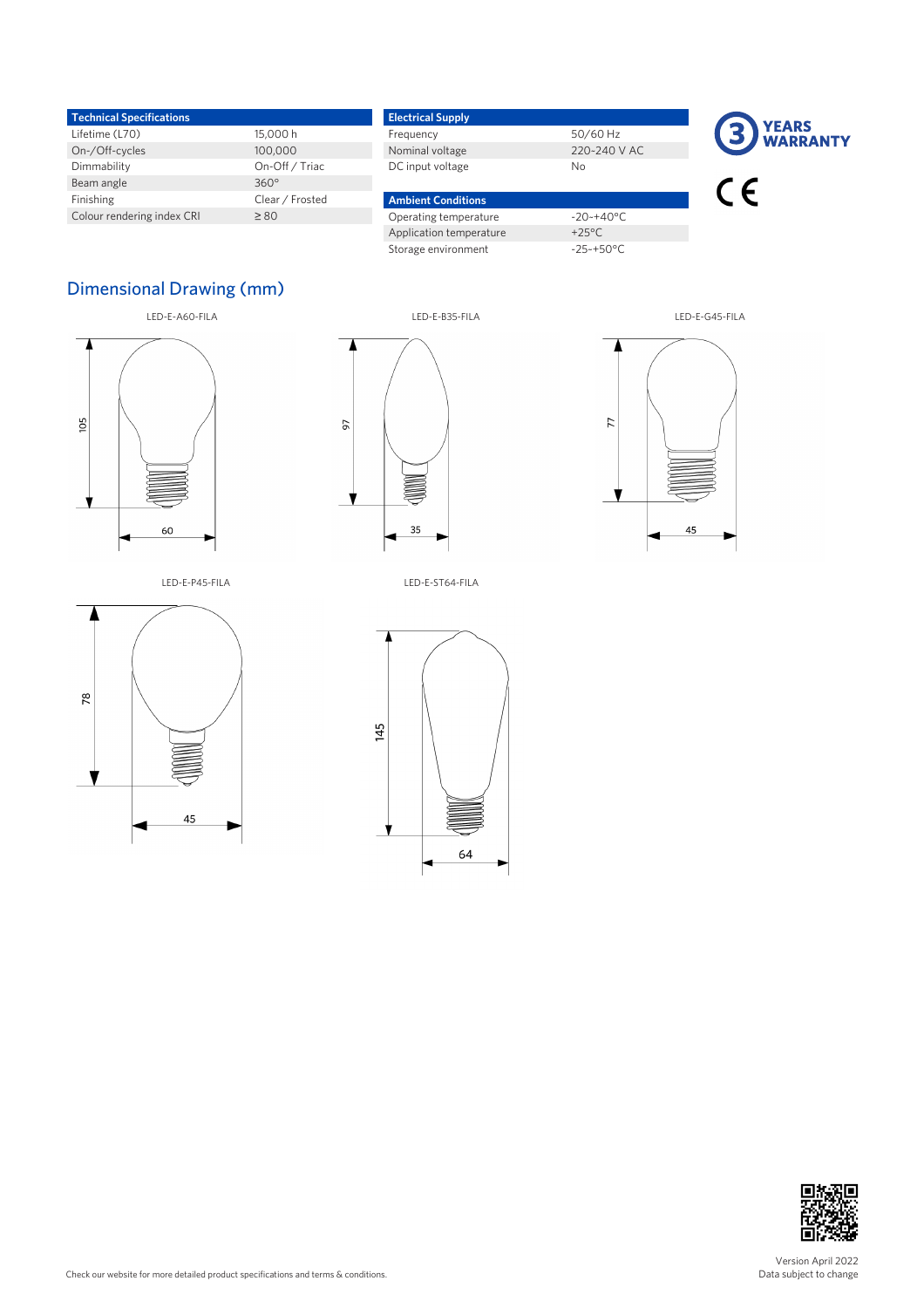| Technical Specifications | |
|---|---|
| Lifetime (L70) | 15,000 h |
| On-/Off-cycles | 100,000 |
| Dimmability | On-Off / Triac |
| Beam angle | 360° |
| Finishing | Clear / Frosted |
| Colour rendering index CRI | ≥ 80 |

| Electrical Supply | |
|---|---|
| Frequency | 50/60 Hz |
| Nominal voltage | 220-240 V AC |
| DC input voltage | No |

| Ambient Conditions | |
|---|---|
| Operating temperature | -20-+40°C |
| Application temperature | +25°C |
| Storage environment | -25-+50°C |

3 YEARS WARRANTY

CE

## Dimensional Drawing (mm)

LED-E-A60-FILA

105

60

LED-E-B35-FILA

97

35

LED-E-G45-FILA

77

45

LED-E-P45-FILA

78

45

LED-E-ST64-FILA

145

64

Check our website for more detailed product specifications and terms & conditions.

Version April 2022
Data subject to change